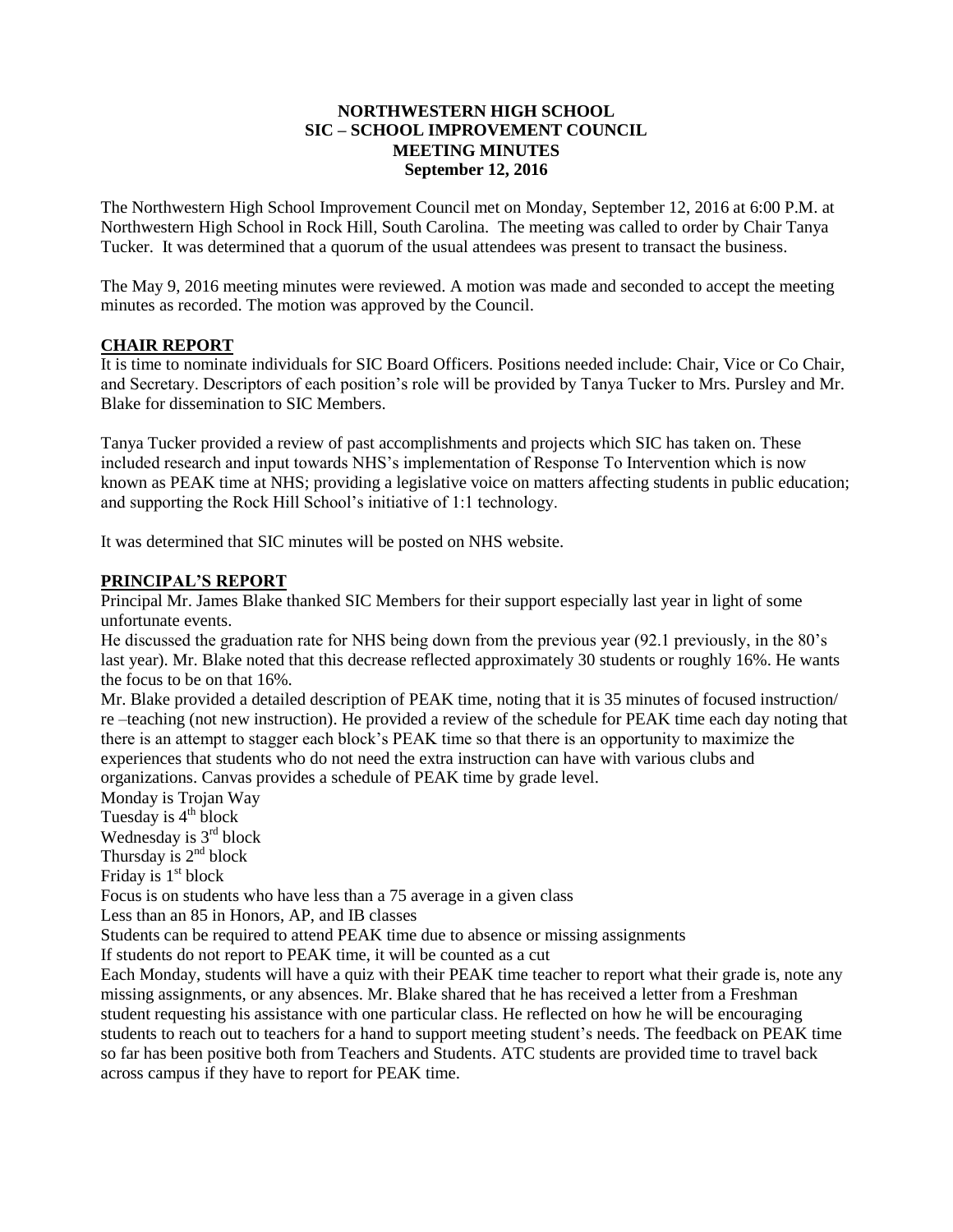# NORTHWESTERN HIGH SCHOOL
## SIC – SCHOOL IMPROVEMENT COUNCIL
## MEETING MINUTES
**September 12, 2016**

The Northwestern High School Improvement Council met on Monday, September 12, 2016 at 6:00 P.M. at Northwestern High School in Rock Hill, South Carolina. The meeting was called to order by Chair Tanya Tucker. It was determined that a quorum of the usual attendees was present to transact the business.

The May 9, 2016 meeting minutes were reviewed. A motion was made and seconded to accept the meeting minutes as recorded. The motion was approved by the Council.

**CHAIR REPORT**

It is time to nominate individuals for SIC Board Officers. Positions needed include: Chair, Vice or Co Chair, and Secretary. Descriptors of each position's role will be provided by Tanya Tucker to Mrs. Pursley and Mr. Blake for dissemination to SIC Members.

Tanya Tucker provided a review of past accomplishments and projects which SIC has taken on. These included research and input towards NHS's implementation of Response To Intervention which is now known as PEAK time at NHS; providing a legislative voice on matters affecting students in public education; and supporting the Rock Hill School's initiative of 1:1 technology.

It was determined that SIC minutes will be posted on NHS website.

**PRINCIPAL'S REPORT**

Principal Mr. James Blake thanked SIC Members for their support especially last year in light of some unfortunate events.

He discussed the graduation rate for NHS being down from the previous year (92.1 previously, in the 80's last year). Mr. Blake noted that this decrease reflected approximately 30 students or roughly 16%. He wants the focus to be on that 16%.

Mr. Blake provided a detailed description of PEAK time, noting that it is 35 minutes of focused instruction/ re –teaching (not new instruction). He provided a review of the schedule for PEAK time each day noting that there is an attempt to stagger each block's PEAK time so that there is an opportunity to maximize the experiences that students who do not need the extra instruction can have with various clubs and organizations. Canvas provides a schedule of PEAK time by grade level.

Monday is Trojan Way
Tuesday is 4th block
Wednesday is 3rd block
Thursday is 2nd block
Friday is 1st block

Focus is on students who have less than a 75 average in a given class
Less than an 85 in Honors, AP, and IB classes
Students can be required to attend PEAK time due to absence or missing assignments
If students do not report to PEAK time, it will be counted as a cut

Each Monday, students will have a quiz with their PEAK time teacher to report what their grade is, note any missing assignments, or any absences. Mr. Blake shared that he has received a letter from a Freshman student requesting his assistance with one particular class. He reflected on how he will be encouraging students to reach out to teachers for a hand to support meeting student's needs. The feedback on PEAK time so far has been positive both from Teachers and Students. ATC students are provided time to travel back across campus if they have to report for PEAK time.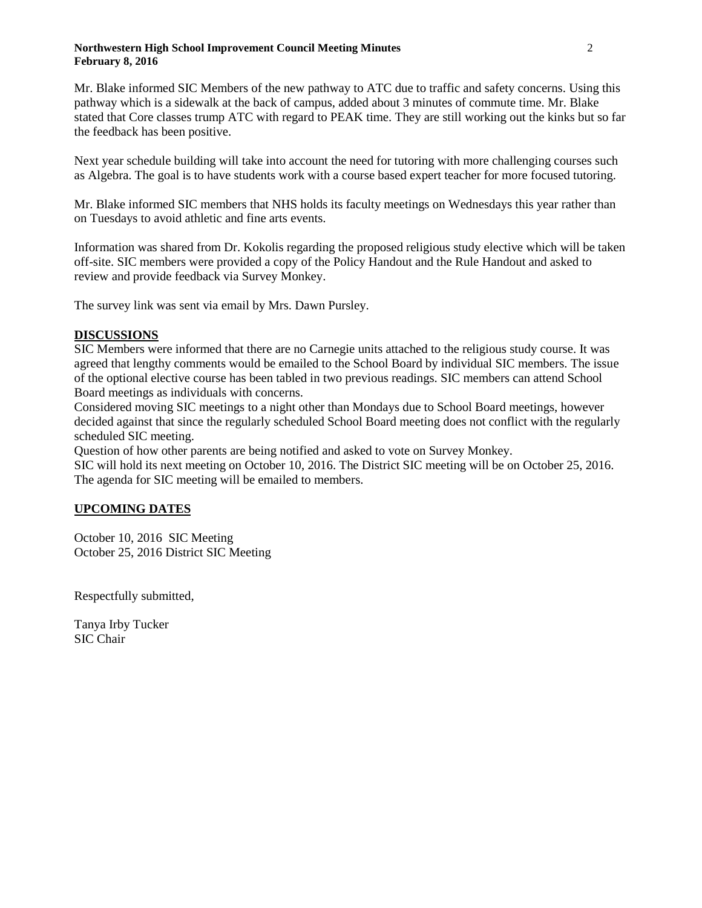Mr. Blake informed SIC Members of the new pathway to ATC due to traffic and safety concerns. Using this pathway which is a sidewalk at the back of campus, added about 3 minutes of commute time. Mr. Blake stated that Core classes trump ATC with regard to PEAK time. They are still working out the kinks but so far the feedback has been positive.

Next year schedule building will take into account the need for tutoring with more challenging courses such as Algebra. The goal is to have students work with a course based expert teacher for more focused tutoring.

Mr. Blake informed SIC members that NHS holds its faculty meetings on Wednesdays this year rather than on Tuesdays to avoid athletic and fine arts events.

Information was shared from Dr. Kokolis regarding the proposed religious study elective which will be taken off-site. SIC members were provided a copy of the Policy Handout and the Rule Handout and asked to review and provide feedback via Survey Monkey.

The survey link was sent via email by Mrs. Dawn Pursley.

## DISCUSSIONS

SIC Members were informed that there are no Carnegie units attached to the religious study course. It was agreed that lengthy comments would be emailed to the School Board by individual SIC members. The issue of the optional elective course has been tabled in two previous readings. SIC members can attend School Board meetings as individuals with concerns.

Considered moving SIC meetings to a night other than Mondays due to School Board meetings, however decided against that since the regularly scheduled School Board meeting does not conflict with the regularly scheduled SIC meeting.

Question of how other parents are being notified and asked to vote on Survey Monkey.

SIC will hold its next meeting on October 10, 2016. The District SIC meeting will be on October 25, 2016. The agenda for SIC meeting will be emailed to members.

## UPCOMING DATES

October 10, 2016 SIC Meeting
October 25, 2016 District SIC Meeting

Respectfully submitted,

Tanya Irby Tucker
SIC Chair